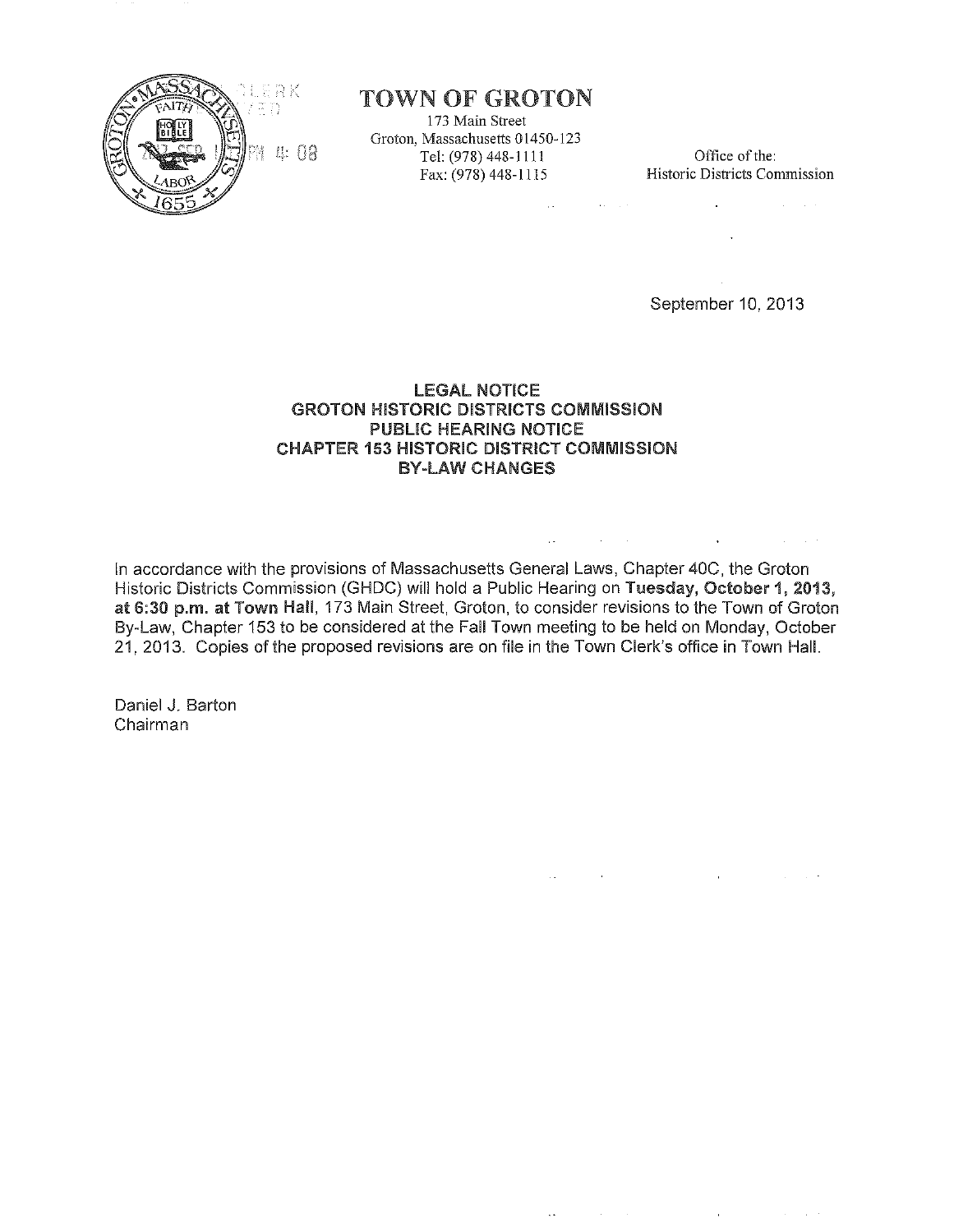# TOWN OF GROTON

173 Main Street
Groton, Massachusetts 01450-123
Tel: (978) 448-1111
Fax: (978) 448-1115

Office of the:
Historic Districts Commission

September 10, 2013

**LEGAL NOTICE**
**GROTON HISTORIC DISTRICTS COMMISSION**
**PUBLIC HEARING NOTICE**
**CHAPTER 153 HISTORIC DISTRICT COMMISSION**
**BY-LAW CHANGES**

In accordance with the provisions of Massachusetts General Laws, Chapter 40C, the Groton Historic Districts Commission (GHDC) will hold a Public Hearing on **Tuesday, October 1, 2013, at 6:30 p.m. at Town Hall**, 173 Main Street, Groton, to consider revisions to the Town of Groton By-Law, Chapter 153 to be considered at the Fall Town meeting to be held on Monday, October 21, 2013. Copies of the proposed revisions are on file in the Town Clerk's office in Town Hall.

Daniel J. Barton
Chairman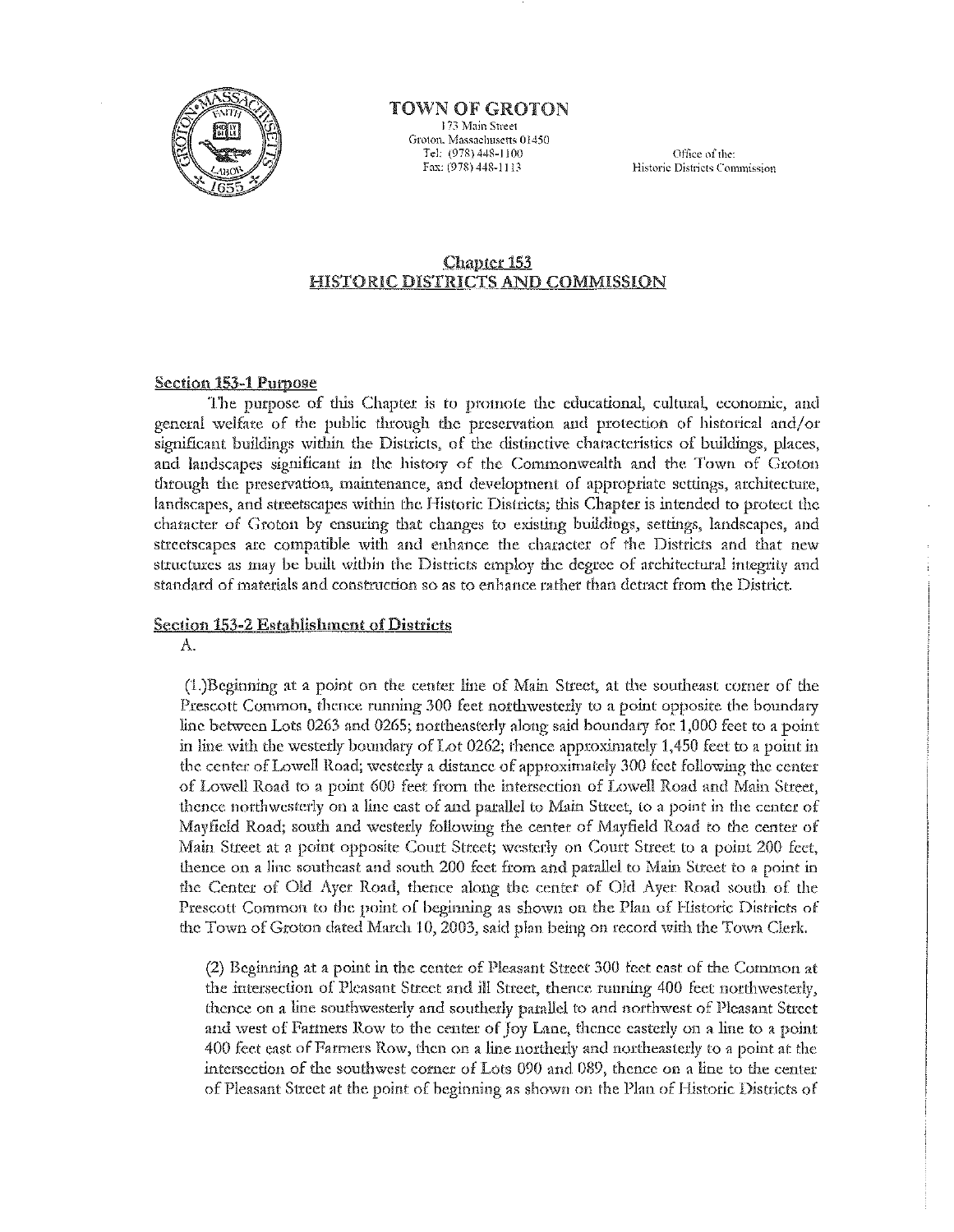**TOWN OF GROTON**
173 Main Street
Groton, Massachusetts 01450
Tel: (978) 448-1100
Fax: (978) 448-1113

Office of the:
Historic Districts Commission

## Chapter 153
## HISTORIC DISTRICTS AND COMMISSION

### Section 153-1 Purpose

The purpose of this Chapter is to promote the educational, cultural, economic, and general welfare of the public through the preservation and protection of historical and/or significant buildings within the Districts, of the distinctive characteristics of buildings, places, and landscapes significant in the history of the Commonwealth and the Town of Groton through the preservation, maintenance, and development of appropriate settings, architecture, landscapes, and streetscapes within the Historic Districts; this Chapter is intended to protect the character of Groton by ensuring that changes to existing buildings, settings, landscapes, and streetscapes are compatible with and enhance the character of the Districts and that new structures as may be built within the Districts employ the degree of architectural integrity and standard of materials and construction so as to enhance rather than detract from the District.

### Section 153-2 Establishment of Districts

A.

(1.)Beginning at a point on the center line of Main Street, at the southeast corner of the Prescott Common, thence running 300 feet northwesterly to a point opposite the boundary line between Lots 0263 and 0265; northeasterly along said boundary for 1,000 feet to a point in line with the westerly boundary of Lot 0262; thence approximately 1,450 feet to a point in the center of Lowell Road; westerly a distance of approximately 300 feet following the center of Lowell Road to a point 600 feet from the intersection of Lowell Road and Main Street, thence northwesterly on a line east of and parallel to Main Street, to a point in the center of Mayfield Road; south and westerly following the center of Mayfield Road to the center of Main Street at a point opposite Court Street; westerly on Court Street to a point 200 feet, thence on a line southeast and south 200 feet from and parallel to Main Street to a point in the Center of Old Ayer Road, thence along the center of Old Ayer Road south of the Prescott Common to the point of beginning as shown on the Plan of Historic Districts of the Town of Groton dated March 10, 2003, said plan being on record with the Town Clerk.

(2) Beginning at a point in the center of Pleasant Street 300 feet east of the Common at the intersection of Pleasant Street and ill Street, thence running 400 feet northwesterly, thence on a line southwesterly and southerly parallel to and northwest of Pleasant Street and west of Farmers Row to the center of Joy Lane, thence easterly on a line to a point 400 feet east of Farmers Row, then on a line northerly and northeasterly to a point at the intersection of the southwest corner of Lots 090 and 089, thence on a line to the center of Pleasant Street at the point of beginning as shown on the Plan of Historic Districts of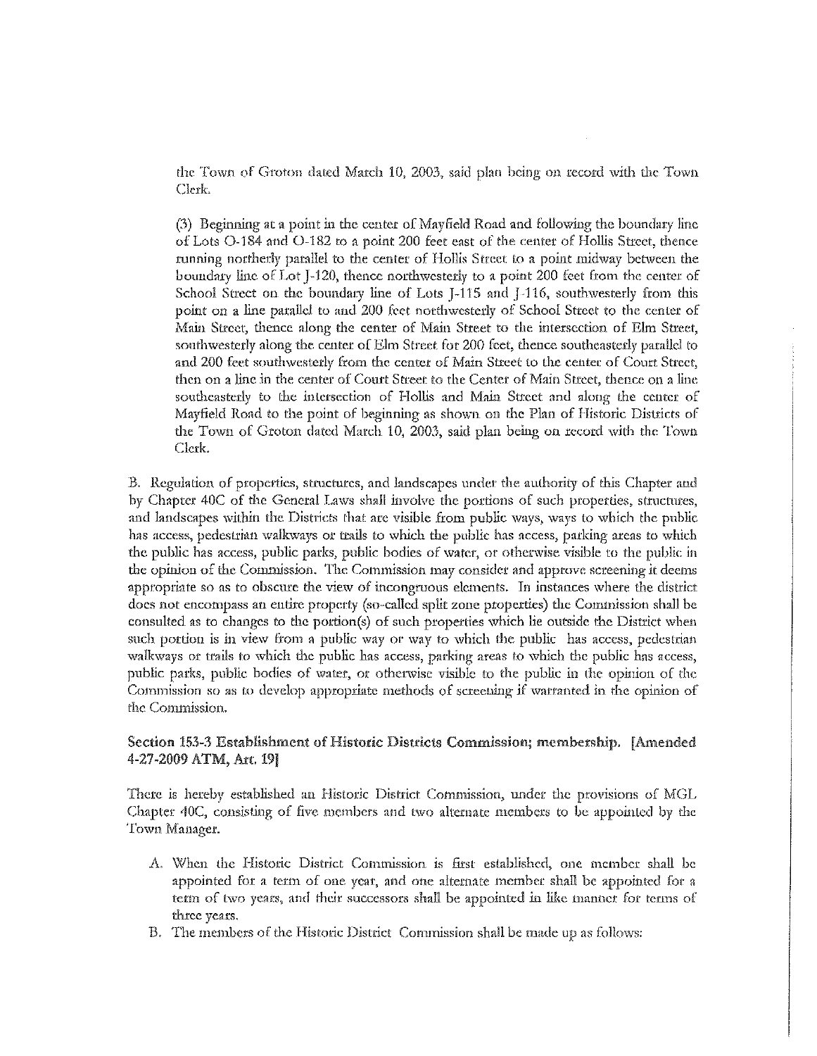the Town of Groton dated March 10, 2003, said plan being on record with the Town Clerk.

(3) Beginning at a point in the center of Mayfield Road and following the boundary line of Lots O-184 and O-182 to a point 200 feet east of the center of Hollis Street, thence running northerly parallel to the center of Hollis Street to a point midway between the boundary line of Lot J-120, thence northwesterly to a point 200 feet from the center of School Street on the boundary line of Lots J-115 and J-116, southwesterly from this point on a line parallel to and 200 feet northwesterly of School Street to the center of Main Street, thence along the center of Main Street to the intersection of Elm Street, southwesterly along the center of Elm Street for 200 feet, thence southeasterly parallel to and 200 feet southwesterly from the center of Main Street to the center of Court Street, then on a line in the center of Court Street to the Center of Main Street, thence on a line southeasterly to the intersection of Hollis and Main Street and along the center of Mayfield Road to the point of beginning as shown on the Plan of Historic Districts of the Town of Groton dated March 10, 2003, said plan being on record with the Town Clerk.

B. Regulation of properties, structures, and landscapes under the authority of this Chapter and by Chapter 40C of the General Laws shall involve the portions of such properties, structures, and landscapes within the Districts that are visible from public ways, ways to which the public has access, pedestrian walkways or trails to which the public has access, parking areas to which the public has access, public parks, public bodies of water, or otherwise visible to the public in the opinion of the Commission. The Commission may consider and approve screening it deems appropriate so as to obscure the view of incongruous elements. In instances where the district does not encompass an entire property (so-called split zone properties) the Commission shall be consulted as to changes to the portion(s) of such properties which lie outside the District when such portion is in view from a public way or way to which the public has access, pedestrian walkways or trails to which the public has access, parking areas to which the public has access, public parks, public bodies of water, or otherwise visible to the public in the opinion of the Commission so as to develop appropriate methods of screening if warranted in the opinion of the Commission.

### Section 153-3 Establishment of Historic Districts Commission; membership. [Amended 4-27-2009 ATM, Art. 19]

There is hereby established an Historic District Commission, under the provisions of MGL Chapter 40C, consisting of five members and two alternate members to be appointed by the Town Manager.

A. When the Historic District Commission is first established, one member shall be appointed for a term of one year, and one alternate member shall be appointed for a term of two years, and their successors shall be appointed in like manner for terms of three years.

B. The members of the Historic District Commission shall be made up as follows: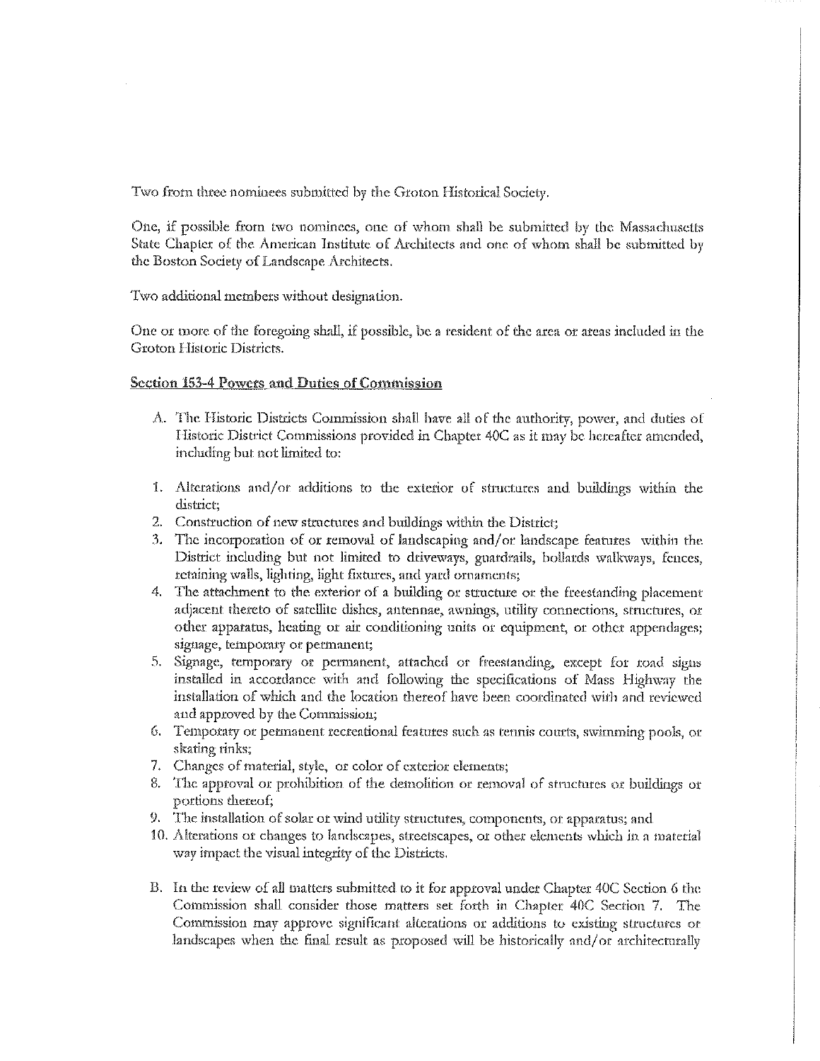Two from three nominees submitted by the Groton Historical Society.

One, if possible from two nominees, one of whom shall be submitted by the Massachusetts State Chapter of the American Institute of Architects and one of whom shall be submitted by the Boston Society of Landscape Architects.

Two additional members without designation.

One or more of the foregoing shall, if possible, be a resident of the area or areas included in the Groton Historic Districts.

**Section 153-4 Powers and Duties of Commission**

A. The Historic Districts Commission shall have all of the authority, power, and duties of Historic District Commissions provided in Chapter 40C as it may be hereafter amended, including but not limited to:

1. Alterations and/or additions to the exterior of structures and buildings within the district;
2. Construction of new structures and buildings within the District;
3. The incorporation of or removal of landscaping and/or landscape features within the District including but not limited to driveways, guardrails, bollards walkways, fences, retaining walls, lighting, light fixtures, and yard ornaments;
4. The attachment to the exterior of a building or structure or the freestanding placement adjacent thereto of satellite dishes, antennae, awnings, utility connections, structures, or other apparatus, heating or air conditioning units or equipment, or other appendages; signage, temporary or permanent;
5. Signage, temporary or permanent, attached or freestanding, except for road signs installed in accordance with and following the specifications of Mass Highway the installation of which and the location thereof have been coordinated with and reviewed and approved by the Commission;
6. Temporary or permanent recreational features such as tennis courts, swimming pools, or skating rinks;
7. Changes of material, style, or color of exterior elements;
8. The approval or prohibition of the demolition or removal of structures or buildings or portions thereof;
9. The installation of solar or wind utility structures, components, or apparatus; and
10. Alterations or changes to landscapes, streetscapes, or other elements which in a material way impact the visual integrity of the Districts.

B. In the review of all matters submitted to it for approval under Chapter 40C Section 6 the Commission shall consider those matters set forth in Chapter 40C Section 7. The Commission may approve significant alterations or additions to existing structures or landscapes when the final result as proposed will be historically and/or architecturally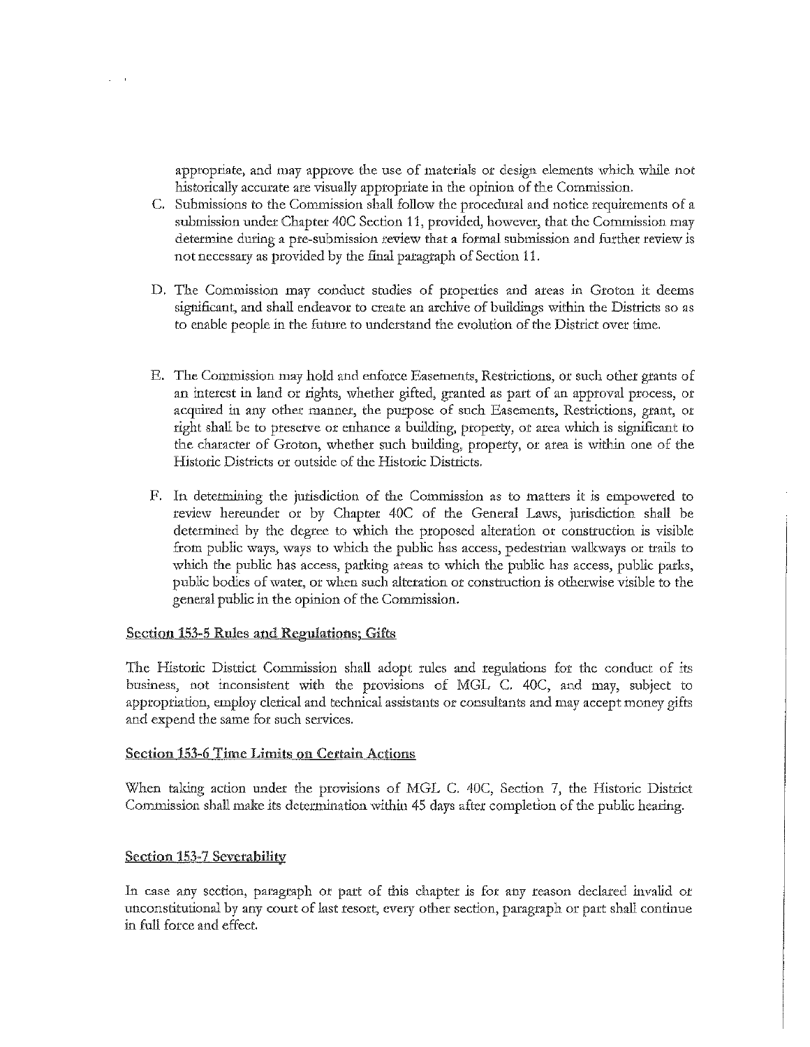appropriate, and may approve the use of materials or design elements which while not historically accurate are visually appropriate in the opinion of the Commission.

C. Submissions to the Commission shall follow the procedural and notice requirements of a submission under Chapter 40C Section 11, provided, however, that the Commission may determine during a pre-submission review that a formal submission and further review is not necessary as provided by the final paragraph of Section 11.

D. The Commission may conduct studies of properties and areas in Groton it deems significant, and shall endeavor to create an archive of buildings within the Districts so as to enable people in the future to understand the evolution of the District over time.

E. The Commission may hold and enforce Easements, Restrictions, or such other grants of an interest in land or rights, whether gifted, granted as part of an approval process, or acquired in any other manner, the purpose of such Easements, Restrictions, grant, or right shall be to preserve or enhance a building, property, or area which is significant to the character of Groton, whether such building, property, or area is within one of the Historic Districts or outside of the Historic Districts.

F. In determining the jurisdiction of the Commission as to matters it is empowered to review hereunder or by Chapter 40C of the General Laws, jurisdiction shall be determined by the degree to which the proposed alteration or construction is visible from public ways, ways to which the public has access, pedestrian walkways or trails to which the public has access, parking areas to which the public has access, public parks, public bodies of water, or when such alteration or construction is otherwise visible to the general public in the opinion of the Commission.

## Section 153-5 Rules and Regulations; Gifts

The Historic District Commission shall adopt rules and regulations for the conduct of its business, not inconsistent with the provisions of MGL C. 40C, and may, subject to appropriation, employ clerical and technical assistants or consultants and may accept money gifts and expend the same for such services.

## Section 153-6 Time Limits on Certain Actions

When taking action under the provisions of MGL C. 40C, Section 7, the Historic District Commission shall make its determination within 45 days after completion of the public hearing.

## Section 153-7 Severability

In case any section, paragraph or part of this chapter is for any reason declared invalid or unconstitutional by any court of last resort, every other section, paragraph or part shall continue in full force and effect.